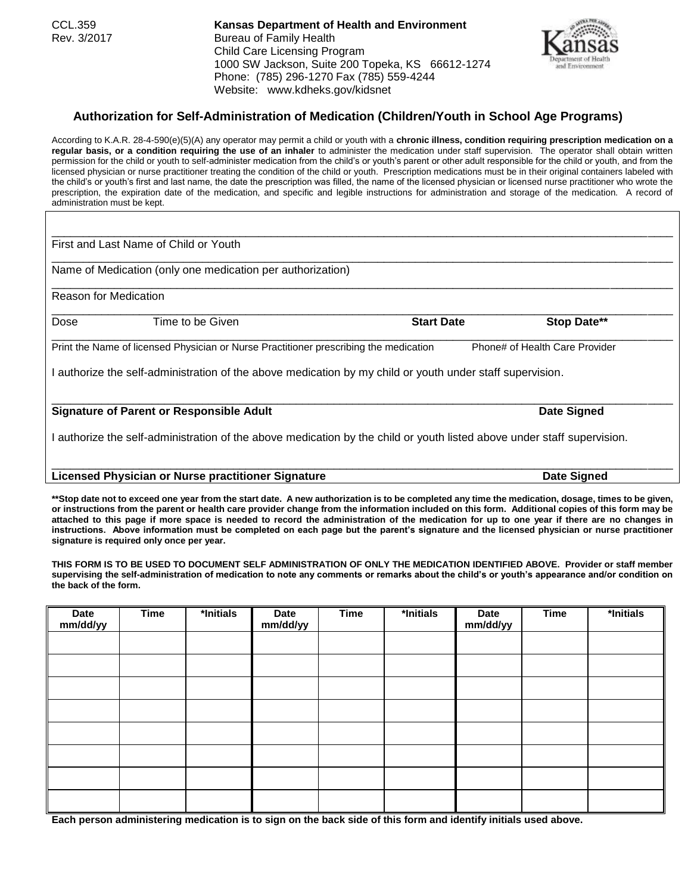CCL.359
Rev. 3/2017

**Kansas Department of Health and Environment**
Bureau of Family Health
Child Care Licensing Program
1000 SW Jackson, Suite 200 Topeka, KS 66612-1274
Phone: (785) 296-1270 Fax (785) 559-4244
Website: www.kdheks.gov/kidsnet

## Authorization for Self-Administration of Medication (Children/Youth in School Age Programs)

According to K.A.R. 28-4-590(e)(5)(A) any operator may permit a child or youth with a **chronic illness, condition requiring prescription medication on a regular basis, or a condition requiring the use of an inhaler** to administer the medication under staff supervision. The operator shall obtain written permission for the child or youth to self-administer medication from the child's or youth's parent or other adult responsible for the child or youth, and from the licensed physician or nurse practitioner treating the condition of the child or youth. Prescription medications must be in their original containers labeled with the child's or youth's first and last name, the date the prescription was filled, the name of the licensed physician or licensed nurse practitioner who wrote the prescription, the expiration date of the medication, and specific and legible instructions for administration and storage of the medication. A record of administration must be kept.

______________________________________________________________________
First and Last Name of Child or Youth

______________________________________________________________________
Name of Medication (only one medication per authorization)

______________________________________________________________________
Reason for Medication

______________________________________________________________________
Dose Time to be Given **Start Date** **Stop Date\*\***

______________________________________________________________________
Print the Name of licensed Physician or Nurse Practitioner prescribing the medication Phone# of Health Care Provider

I authorize the self-administration of the above medication by my child or youth under staff supervision.

______________________________________________________________________
**Signature of Parent or Responsible Adult** **Date Signed**

I authorize the self-administration of the above medication by the child or youth listed above under staff supervision.

______________________________________________________________________
**Licensed Physician or Nurse practitioner Signature** **Date Signed**

**\*\*Stop date not to exceed one year from the start date. A new authorization is to be completed any time the medication, dosage, times to be given, or instructions from the parent or health care provider change from the information included on this form. Additional copies of this form may be attached to this page if more space is needed to record the administration of the medication for up to one year if there are no changes in instructions. Above information must be completed on each page but the parent's signature and the licensed physician or nurse practitioner signature is required only once per year.**

**THIS FORM IS TO BE USED TO DOCUMENT SELF ADMINISTRATION OF ONLY THE MEDICATION IDENTIFIED ABOVE. Provider or staff member supervising the self-administration of medication to note any comments or remarks about the child's or youth's appearance and/or condition on the back of the form.**

| Date mm/dd/yy | Time | *Initials | Date mm/dd/yy | Time | *Initials | Date mm/dd/yy | Time | *Initials |
|---|---|---|---|---|---|---|---|---|
| | | | | | | | | |
| | | | | | | | | |
| | | | | | | | | |
| | | | | | | | | |
| | | | | | | | | |
| | | | | | | | | |
| | | | | | | | | |
| | | | | | | | | |

**Each person administering medication is to sign on the back side of this form and identify initials used above.**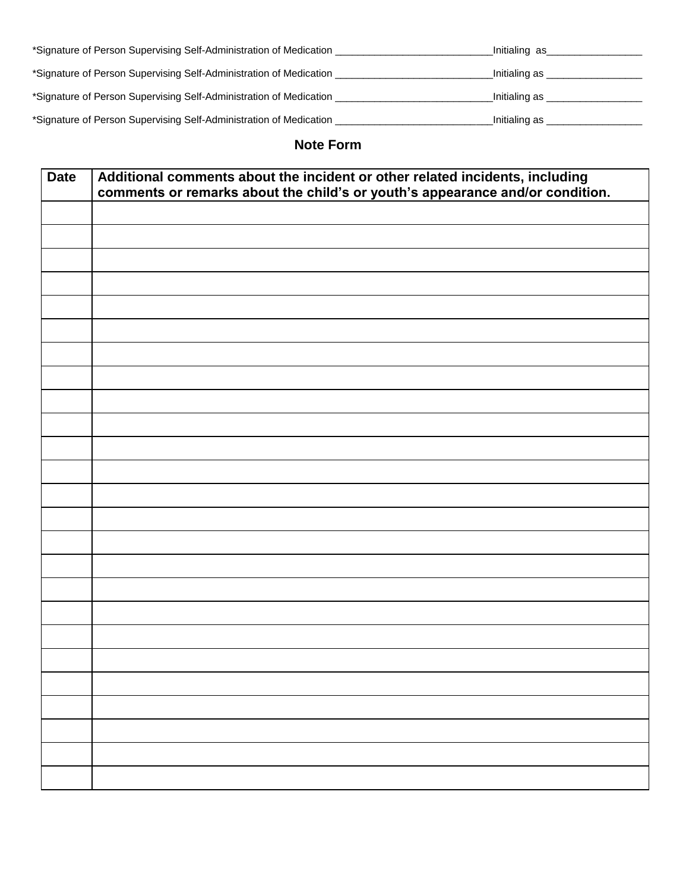*Signature of Person Supervising Self-Administration of Medication ____________________________Initialing  as_________________

*Signature of Person Supervising Self-Administration of Medication ____________________________Initialing as _________________

*Signature of Person Supervising Self-Administration of Medication ____________________________Initialing as _________________

*Signature of Person Supervising Self-Administration of Medication ____________________________Initialing as _________________

## Note Form

| Date | Additional comments about the incident or other related incidents, including comments or remarks about the child's or youth's appearance and/or condition. |
|---|---|
| | |
| | |
| | |
| | |
| | |
| | |
| | |
| | |
| | |
| | |
| | |
| | |
| | |
| | |
| | |
| | |
| | |
| | |
| | |
| | |
| | |
| | |
| | |
| | |
| | |